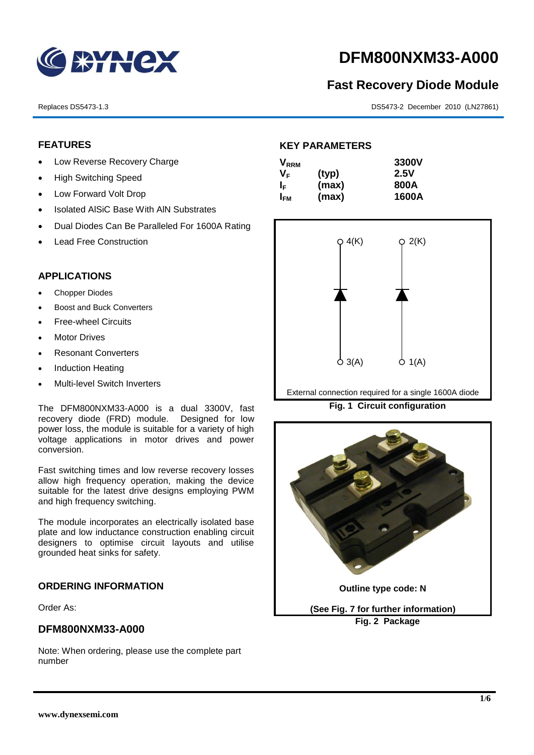# DFM800NXM33-A000

## Fast Recovery Diode Module

Replaces DS5473-1.3

DS5473-2 December 2010 (LN27861)

### FEATURES

- Low Reverse Recovery Charge
- High Switching Speed
- Low Forward Volt Drop
- Isolated AlSiC Base With AlN Substrates
- Dual Diodes Can Be Paralleled For 1600A Rating
- Lead Free Construction

### APPLICATIONS

- Chopper Diodes
- Boost and Buck Converters
- Free-wheel Circuits
- Motor Drives
- Resonant Converters
- Induction Heating
- Multi-level Switch Inverters

The DFM800NXM33-A000 is a dual 3300V, fast recovery diode (FRD) module. Designed for low power loss, the module is suitable for a variety of high voltage applications in motor drives and power conversion.

Fast switching times and low reverse recovery losses allow high frequency operation, making the device suitable for the latest drive designs employing PWM and high frequency switching.

The module incorporates an electrically isolated base plate and low inductance construction enabling circuit designers to optimise circuit layouts and utilise grounded heat sinks for safety.

### ORDERING INFORMATION

Order As:

### DFM800NXM33-A000

Note: When ordering, please use the complete part number

### KEY PARAMETERS

| | | |
|---|---|---|
| $V_{RRM}$ | | 3300V |
| $V_F$ | (typ) | 2.5V |
| $I_F$ | (max) | 800A |
| $I_{FM}$ | (max) | 1600A |

4(K) 2(K)

3(A) 1(A)

External connection required for a single 1600A diode

**Fig. 1 Circuit configuration**

**Outline type code: N**

**(See Fig. 7 for further information)**

**Fig. 2 Package**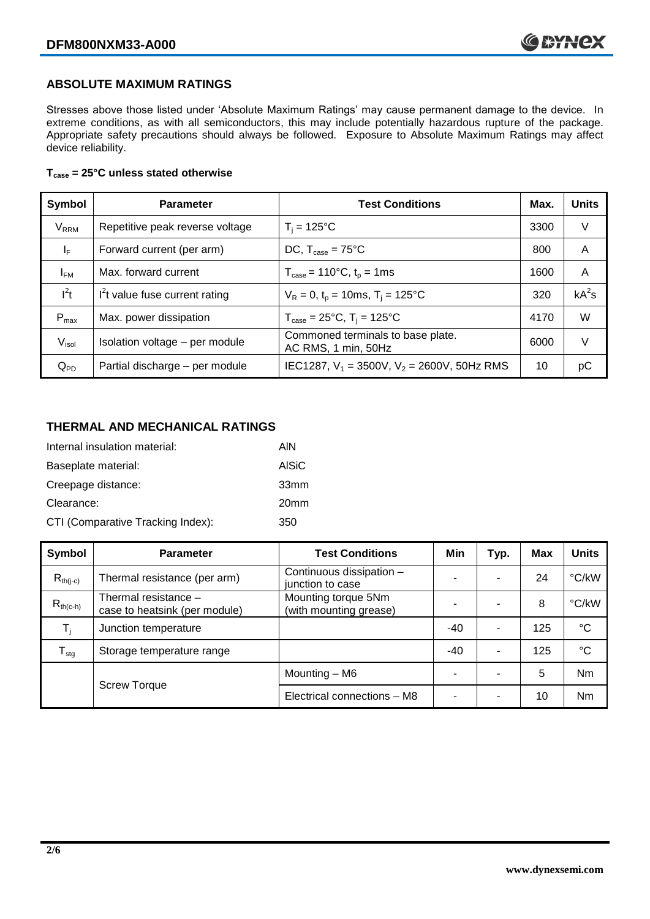## ABSOLUTE MAXIMUM RATINGS

Stresses above those listed under 'Absolute Maximum Ratings' may cause permanent damage to the device. In extreme conditions, as with all semiconductors, this may include potentially hazardous rupture of the package. Appropriate safety precautions should always be followed. Exposure to Absolute Maximum Ratings may affect device reliability.

**$T_{case}$ = 25°C unless stated otherwise**

| Symbol | Parameter | Test Conditions | Max. | Units |
|---|---|---|---|---|
| $V_{RRM}$ | Repetitive peak reverse voltage | $T_j$ = 125°C | 3300 | V |
| $I_F$ | Forward current (per arm) | DC, $T_{case}$ = 75°C | 800 | A |
| $I_{FM}$ | Max. forward current | $T_{case}$ = 110°C, $t_p$ = 1ms | 1600 | A |
| $I^2t$ | $I^2t$ value fuse current rating | $V_R$ = 0, $t_p$ = 10ms, $T_j$ = 125°C | 320 | $kA^2s$ |
| $P_{max}$ | Max. power dissipation | $T_{case}$ = 25°C, $T_j$ = 125°C | 4170 | W |
| $V_{isol}$ | Isolation voltage – per module | Commoned terminals to base plate. AC RMS, 1 min, 50Hz | 6000 | V |
| $Q_{PD}$ | Partial discharge – per module | IEC1287, $V_1$ = 3500V, $V_2$ = 2600V, 50Hz RMS | 10 | pC |

## THERMAL AND MECHANICAL RATINGS

Internal insulation material: AlN

Baseplate material: AlSiC

Creepage distance: 33mm

Clearance: 20mm

CTI (Comparative Tracking Index): 350

| Symbol | Parameter | Test Conditions | Min | Typ. | Max | Units |
|---|---|---|---|---|---|---|
| $R_{th(j-c)}$ | Thermal resistance (per arm) | Continuous dissipation – junction to case | - | - | 24 | °C/kW |
| $R_{th(c-h)}$ | Thermal resistance – case to heatsink (per module) | Mounting torque 5Nm (with mounting grease) | - | - | 8 | °C/kW |
| $T_j$ | Junction temperature | | -40 | - | 125 | °C |
| $T_{stg}$ | Storage temperature range | | -40 | - | 125 | °C |
| | Screw Torque | Mounting – M6 | - | - | 5 | Nm |
| | | Electrical connections – M8 | - | - | 10 | Nm |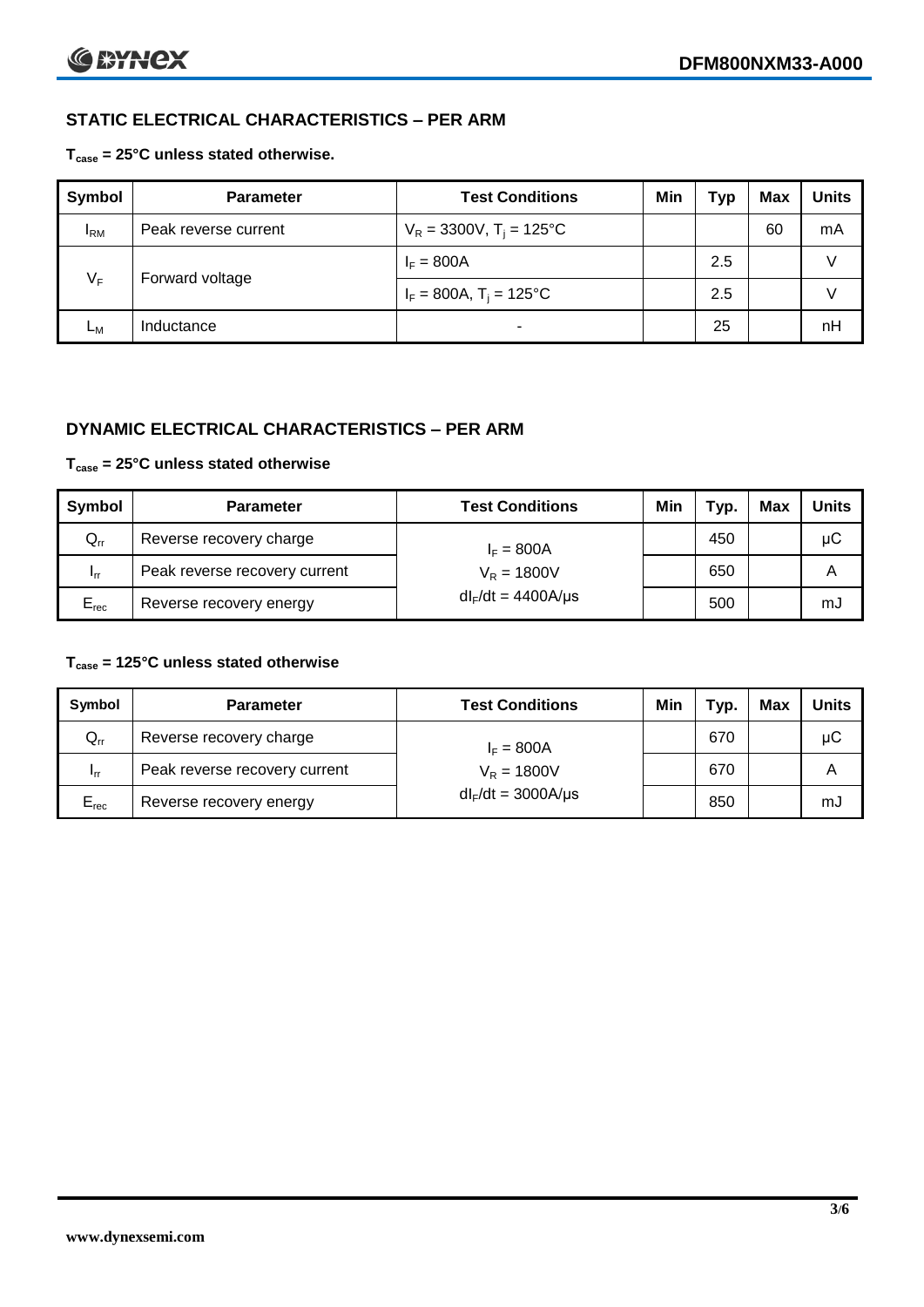## STATIC ELECTRICAL CHARACTERISTICS – PER ARM

**$T_{case}$ = 25°C unless stated otherwise.**

| Symbol | Parameter | Test Conditions | Min | Typ | Max | Units |
|---|---|---|---|---|---|---|
| $I_{RM}$ | Peak reverse current | $V_R$ = 3300V, $T_j$ = 125°C | | | 60 | mA |
| $V_F$ | Forward voltage | $I_F$ = 800A | | 2.5 | | V |
| | | $I_F$ = 800A, $T_j$ = 125°C | | 2.5 | | V |
| $L_M$ | Inductance | - | | 25 | | nH |

## DYNAMIC ELECTRICAL CHARACTERISTICS – PER ARM

**$T_{case}$ = 25°C unless stated otherwise**

| Symbol | Parameter | Test Conditions | Min | Typ. | Max | Units |
|---|---|---|---|---|---|---|
| $Q_{rr}$ | Reverse recovery charge | $I_F$ = 800A | | 450 | | μC |
| $I_{rr}$ | Peak reverse recovery current | $V_R$ = 1800V | | 650 | | A |
| $E_{rec}$ | Reverse recovery energy | $dI_F/dt$ = 4400A/μs | | 500 | | mJ |

**$T_{case}$ = 125°C unless stated otherwise**

| Symbol | Parameter | Test Conditions | Min | Typ. | Max | Units |
|---|---|---|---|---|---|---|
| $Q_{rr}$ | Reverse recovery charge | $I_F$ = 800A | | 670 | | μC |
| $I_{rr}$ | Peak reverse recovery current | $V_R$ = 1800V | | 670 | | A |
| $E_{rec}$ | Reverse recovery energy | $dI_F/dt$ = 3000A/μs | | 850 | | mJ |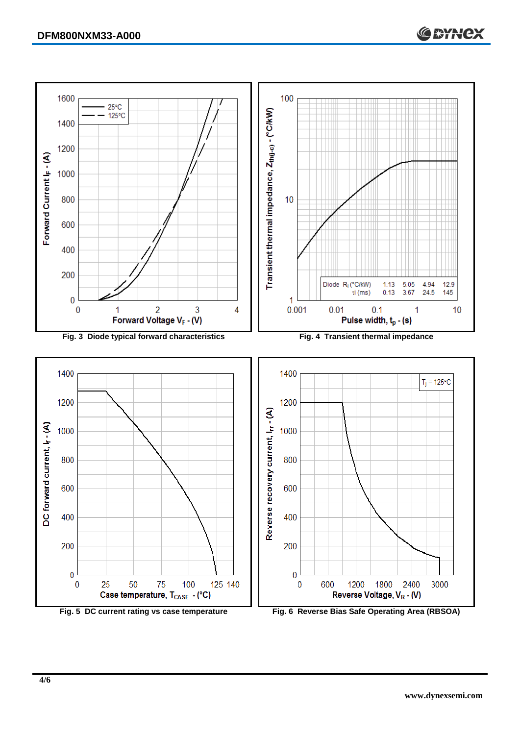Fig. 3 Diode typical forward characteristics

Fig. 4 Transient thermal impedance

| Diode | 1 | 2 | 3 | 4 |
|---|---|---|---|---|
| $R_i$ (°C/kW) | 1.13 | 5.05 | 4.94 | 12.9 |
| $\tau_i$ (ms) | 0.13 | 3.67 | 24.5 | 145 |

Fig. 5 DC current rating vs case temperature

Fig. 6 Reverse Bias Safe Operating Area (RBSOA)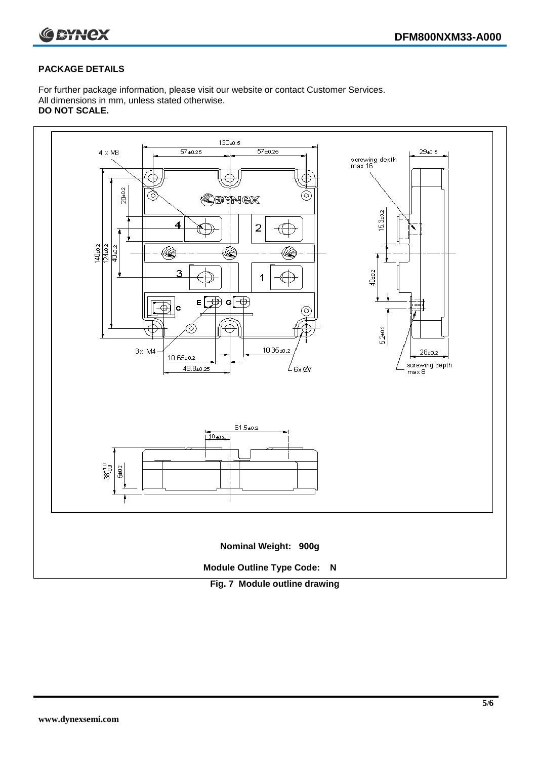## PACKAGE DETAILS

For further package information, please visit our website or contact Customer Services.
All dimensions in mm, unless stated otherwise.
**DO NOT SCALE.**

**Nominal Weight: 900g**

**Module Outline Type Code: N**

**Fig. 7 Module outline drawing**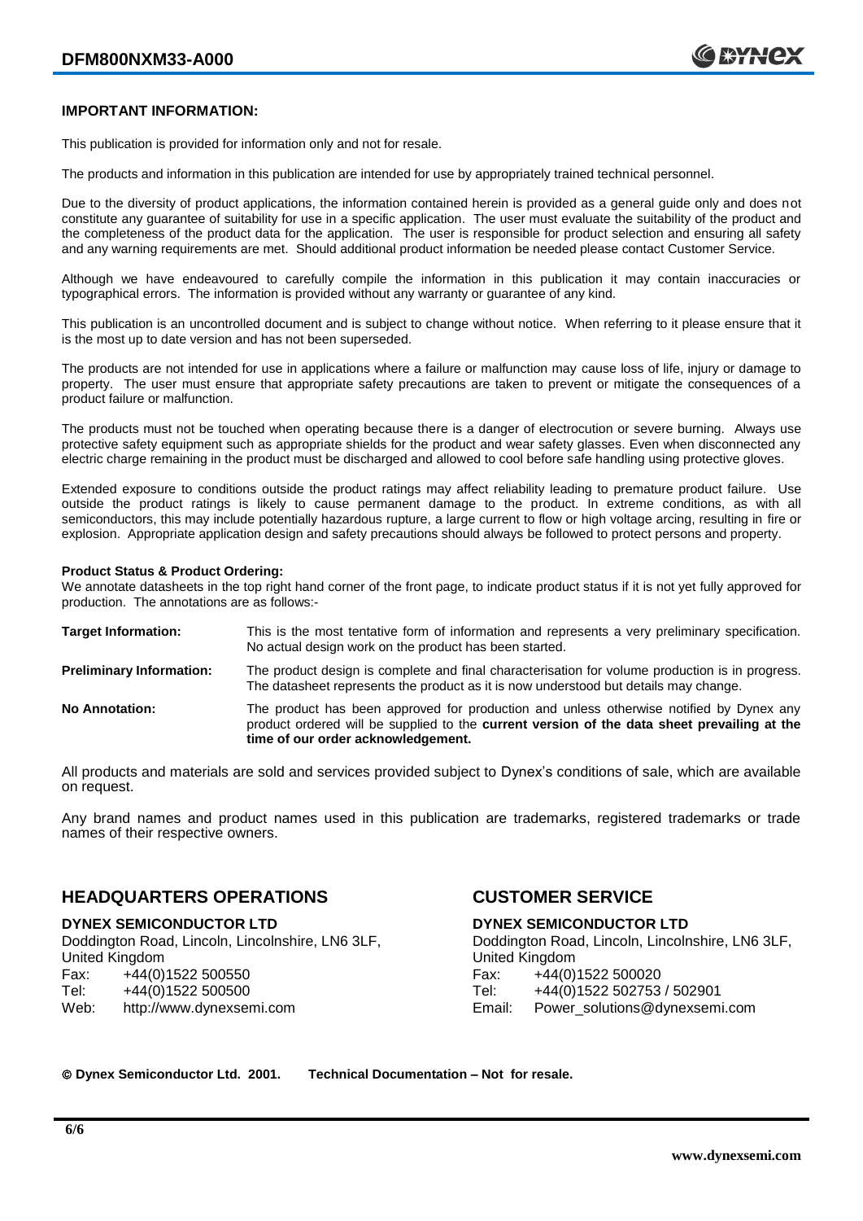**IMPORTANT INFORMATION:**

This publication is provided for information only and not for resale.

The products and information in this publication are intended for use by appropriately trained technical personnel.

Due to the diversity of product applications, the information contained herein is provided as a general guide only and does not constitute any guarantee of suitability for use in a specific application. The user must evaluate the suitability of the product and the completeness of the product data for the application. The user is responsible for product selection and ensuring all safety and any warning requirements are met. Should additional product information be needed please contact Customer Service.

Although we have endeavoured to carefully compile the information in this publication it may contain inaccuracies or typographical errors. The information is provided without any warranty or guarantee of any kind.

This publication is an uncontrolled document and is subject to change without notice. When referring to it please ensure that it is the most up to date version and has not been superseded.

The products are not intended for use in applications where a failure or malfunction may cause loss of life, injury or damage to property. The user must ensure that appropriate safety precautions are taken to prevent or mitigate the consequences of a product failure or malfunction.

The products must not be touched when operating because there is a danger of electrocution or severe burning. Always use protective safety equipment such as appropriate shields for the product and wear safety glasses. Even when disconnected any electric charge remaining in the product must be discharged and allowed to cool before safe handling using protective gloves.

Extended exposure to conditions outside the product ratings may affect reliability leading to premature product failure. Use outside the product ratings is likely to cause permanent damage to the product. In extreme conditions, as with all semiconductors, this may include potentially hazardous rupture, a large current to flow or high voltage arcing, resulting in fire or explosion. Appropriate application design and safety precautions should always be followed to protect persons and property.

**Product Status & Product Ordering:**

We annotate datasheets in the top right hand corner of the front page, to indicate product status if it is not yet fully approved for production. The annotations are as follows:-

| | |
|---|---|
| **Target Information:** | This is the most tentative form of information and represents a very preliminary specification. No actual design work on the product has been started. |
| **Preliminary Information:** | The product design is complete and final characterisation for volume production is in progress. The datasheet represents the product as it is now understood but details may change. |
| **No Annotation:** | The product has been approved for production and unless otherwise notified by Dynex any product ordered will be supplied to the **current version of the data sheet prevailing at the time of our order acknowledgement.** |

All products and materials are sold and services provided subject to Dynex's conditions of sale, which are available on request.

Any brand names and product names used in this publication are trademarks, registered trademarks or trade names of their respective owners.

## HEADQUARTERS OPERATIONS

**DYNEX SEMICONDUCTOR LTD**

Doddington Road, Lincoln, Lincolnshire, LN6 3LF, United Kingdom
Fax: +44(0)1522 500550
Tel: +44(0)1522 500500
Web: http://www.dynexsemi.com

## CUSTOMER SERVICE

**DYNEX SEMICONDUCTOR LTD**

Doddington Road, Lincoln, Lincolnshire, LN6 3LF, United Kingdom
Fax: +44(0)1522 500020
Tel: +44(0)1522 502753 / 502901
Email: Power_solutions@dynexsemi.com

**© Dynex Semiconductor Ltd. 2001. Technical Documentation – Not for resale.**